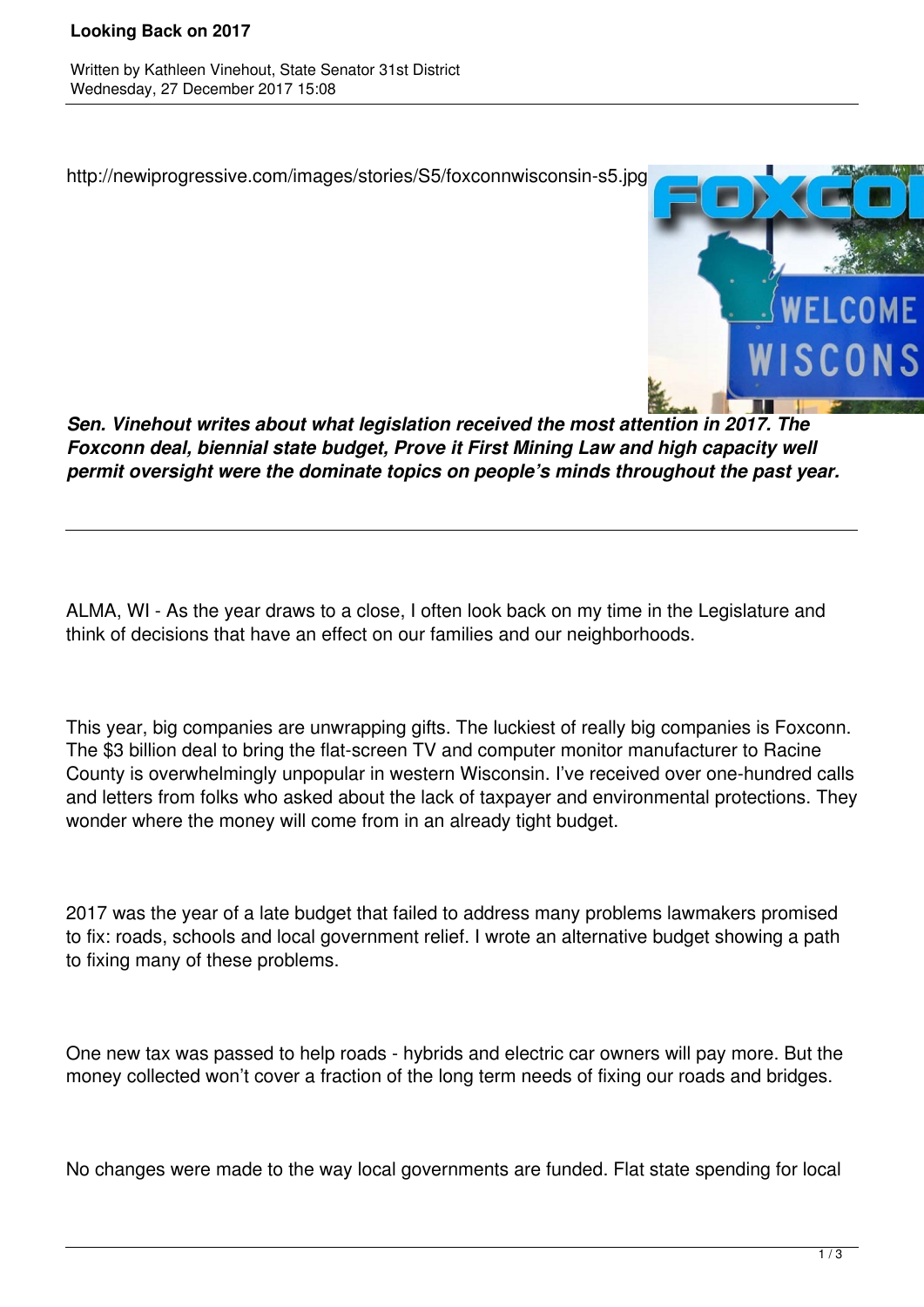# Looking Back on 2017

Written by Kathleen Vinehout, State Senator 31st District
Wednesday, 27 December 2017 15:08

http://newiprogressive.com/images/stories/S5/foxconnwisconsin-s5.jpg

***Sen. Vinehout writes about what legislation received the most attention in 2017. The Foxconn deal, biennial state budget, Prove it First Mining Law and high capacity well permit oversight were the dominate topics on people's minds throughout the past year.***

---

ALMA, WI - As the year draws to a close, I often look back on my time in the Legislature and think of decisions that have an effect on our families and our neighborhoods.

This year, big companies are unwrapping gifts. The luckiest of really big companies is Foxconn. The $3 billion deal to bring the flat-screen TV and computer monitor manufacturer to Racine County is overwhelmingly unpopular in western Wisconsin. I've received over one-hundred calls and letters from folks who asked about the lack of taxpayer and environmental protections. They wonder where the money will come from in an already tight budget.

2017 was the year of a late budget that failed to address many problems lawmakers promised to fix: roads, schools and local government relief. I wrote an alternative budget showing a path to fixing many of these problems.

One new tax was passed to help roads - hybrids and electric car owners will pay more. But the money collected won't cover a fraction of the long term needs of fixing our roads and bridges.

No changes were made to the way local governments are funded. Flat state spending for local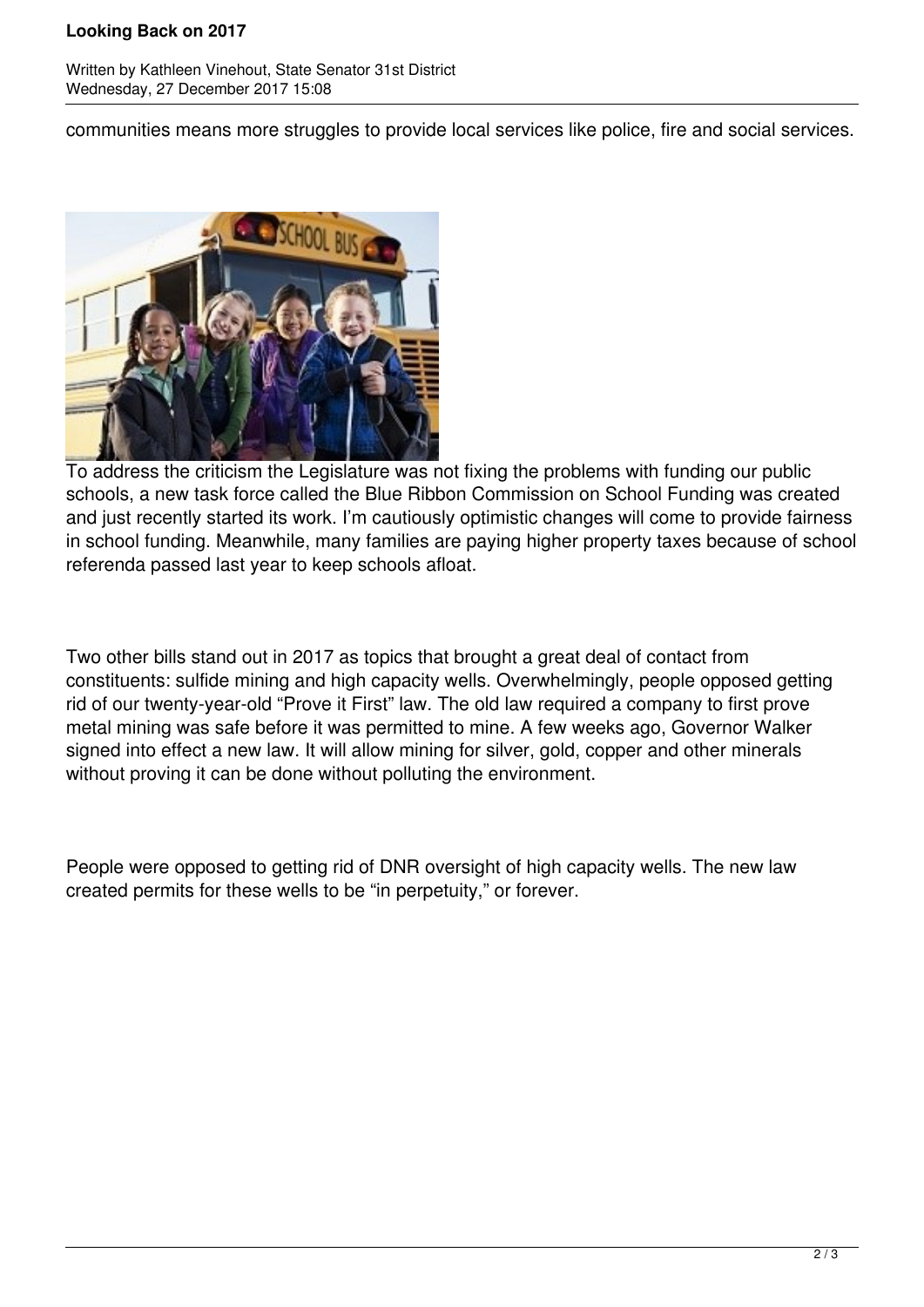communities means more struggles to provide local services like police, fire and social services.

To address the criticism the Legislature was not fixing the problems with funding our public schools, a new task force called the Blue Ribbon Commission on School Funding was created and just recently started its work. I'm cautiously optimistic changes will come to provide fairness in school funding. Meanwhile, many families are paying higher property taxes because of school referenda passed last year to keep schools afloat.

Two other bills stand out in 2017 as topics that brought a great deal of contact from constituents: sulfide mining and high capacity wells. Overwhelmingly, people opposed getting rid of our twenty-year-old "Prove it First" law. The old law required a company to first prove metal mining was safe before it was permitted to mine. A few weeks ago, Governor Walker signed into effect a new law. It will allow mining for silver, gold, copper and other minerals without proving it can be done without polluting the environment.

People were opposed to getting rid of DNR oversight of high capacity wells. The new law created permits for these wells to be "in perpetuity," or forever.